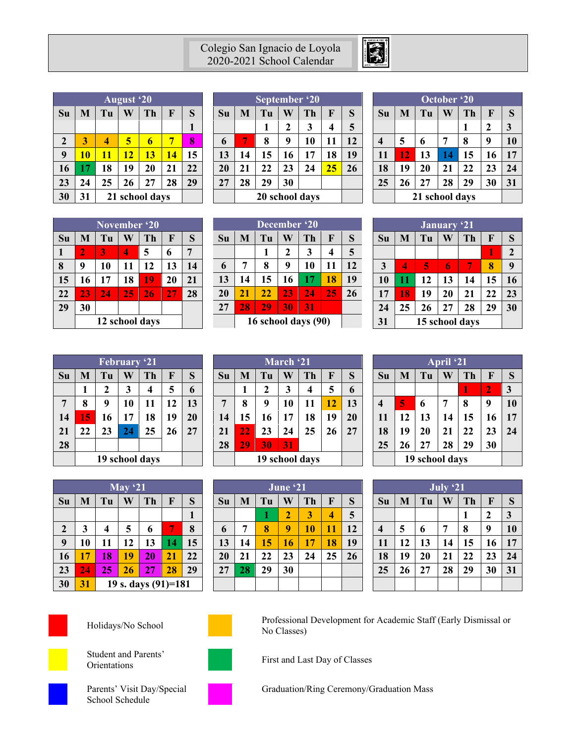# Colegio San Ignacio de Loyola
## 2020-2021 School Calendar

### August '20

| Su | M | Tu | W | Th | F | S |
|---|---|---|---|---|---|---|
| | | | | | | 1 |
| 2 | 3 | 4 | 5 | 6 | 7 | 8 |
| 9 | 10 | 11 | 12 | 13 | 14 | 15 |
| 16 | 17 | 18 | 19 | 20 | 21 | 22 |
| 23 | 24 | 25 | 26 | 27 | 28 | 29 |
| 30 | 31 | 21 school days | | | | |

### September '20

| Su | M | Tu | W | Th | F | S |
|---|---|---|---|---|---|---|
| | | 1 | 2 | 3 | 4 | 5 |
| 6 | 7 | 8 | 9 | 10 | 11 | 12 |
| 13 | 14 | 15 | 16 | 17 | 18 | 19 |
| 20 | 21 | 22 | 23 | 24 | 25 | 26 |
| 27 | 28 | 29 | 30 | | | |
| | 20 school days | | | | | |

### October '20

| Su | M | Tu | W | Th | F | S |
|---|---|---|---|---|---|---|
| | | | | 1 | 2 | 3 |
| 4 | 5 | 6 | 7 | 8 | 9 | 10 |
| 11 | 12 | 13 | 14 | 15 | 16 | 17 |
| 18 | 19 | 20 | 21 | 22 | 23 | 24 |
| 25 | 26 | 27 | 28 | 29 | 30 | 31 |
| | 21 school days | | | | | |

### November '20

| Su | M | Tu | W | Th | F | S |
|---|---|---|---|---|---|---|
| 1 | 2 | 3 | 4 | 5 | 6 | 7 |
| 8 | 9 | 10 | 11 | 12 | 13 | 14 |
| 15 | 16 | 17 | 18 | 19 | 20 | 21 |
| 22 | 23 | 24 | 25 | 26 | 27 | 28 |
| 29 | 30 | | | | | |
| | 12 school days | | | | | |

### December '20

| Su | M | Tu | W | Th | F | S |
|---|---|---|---|---|---|---|
| | | 1 | 2 | 3 | 4 | 5 |
| 6 | 7 | 8 | 9 | 10 | 11 | 12 |
| 13 | 14 | 15 | 16 | 17 | 18 | 19 |
| 20 | 21 | 22 | 23 | 24 | 25 | 26 |
| 27 | 28 | 29 | 30 | 31 | | |
| | 16 school days (90) | | | | | |

### January '21

| Su | M | Tu | W | Th | F | S |
|---|---|---|---|---|---|---|
| | | | | | 1 | 2 |
| 3 | 4 | 5 | 6 | 7 | 8 | 9 |
| 10 | 11 | 12 | 13 | 14 | 15 | 16 |
| 17 | 18 | 19 | 20 | 21 | 22 | 23 |
| 24 | 25 | 26 | 27 | 28 | 29 | 30 |
| 31 | 15 school days | | | | | |

### February '21

| Su | M | Tu | W | Th | F | S |
|---|---|---|---|---|---|---|
| | 1 | 2 | 3 | 4 | 5 | 6 |
| 7 | 8 | 9 | 10 | 11 | 12 | 13 |
| 14 | 15 | 16 | 17 | 18 | 19 | 20 |
| 21 | 22 | 23 | 24 | 25 | 26 | 27 |
| 28 | | | | | | |
| | 19 school days | | | | | |

### March '21

| Su | M | Tu | W | Th | F | S |
|---|---|---|---|---|---|---|
| | 1 | 2 | 3 | 4 | 5 | 6 |
| 7 | 8 | 9 | 10 | 11 | 12 | 13 |
| 14 | 15 | 16 | 17 | 18 | 19 | 20 |
| 21 | 22 | 23 | 24 | 25 | 26 | 27 |
| 28 | 29 | 30 | 31 | | | |
| | 19 school days | | | | | |

### April '21

| Su | M | Tu | W | Th | F | S |
|---|---|---|---|---|---|---|
| | | | | 1 | 2 | 3 |
| 4 | 5 | 6 | 7 | 8 | 9 | 10 |
| 11 | 12 | 13 | 14 | 15 | 16 | 17 |
| 18 | 19 | 20 | 21 | 22 | 23 | 24 |
| 25 | 26 | 27 | 28 | 29 | 30 | |
| | 19 school days | | | | | |

### May '21

| Su | M | Tu | W | Th | F | S |
|---|---|---|---|---|---|---|
| | | | | | | 1 |
| 2 | 3 | 4 | 5 | 6 | 7 | 8 |
| 9 | 10 | 11 | 12 | 13 | 14 | 15 |
| 16 | 17 | 18 | 19 | 20 | 21 | 22 |
| 23 | 24 | 25 | 26 | 27 | 28 | 29 |
| 30 | 31 | 19 s. days (91)=181 | | | | |

### June '21

| Su | M | Tu | W | Th | F | S |
|---|---|---|---|---|---|---|
| | | 1 | 2 | 3 | 4 | 5 |
| 6 | 7 | 8 | 9 | 10 | 11 | 12 |
| 13 | 14 | 15 | 16 | 17 | 18 | 19 |
| 20 | 21 | 22 | 23 | 24 | 25 | 26 |
| 27 | 28 | 29 | 30 | | | |

### July '21

| Su | M | Tu | W | Th | F | S |
|---|---|---|---|---|---|---|
| | | | | 1 | 2 | 3 |
| 4 | 5 | 6 | 7 | 8 | 9 | 10 |
| 11 | 12 | 13 | 14 | 15 | 16 | 17 |
| 18 | 19 | 20 | 21 | 22 | 23 | 24 |
| 25 | 26 | 27 | 28 | 29 | 30 | 31 |

- Holidays/No School
- Professional Development for Academic Staff (Early Dismissal or No Classes)
- Student and Parents' Orientations
- First and Last Day of Classes
- Parents' Visit Day/Special School Schedule
- Graduation/Ring Ceremony/Graduation Mass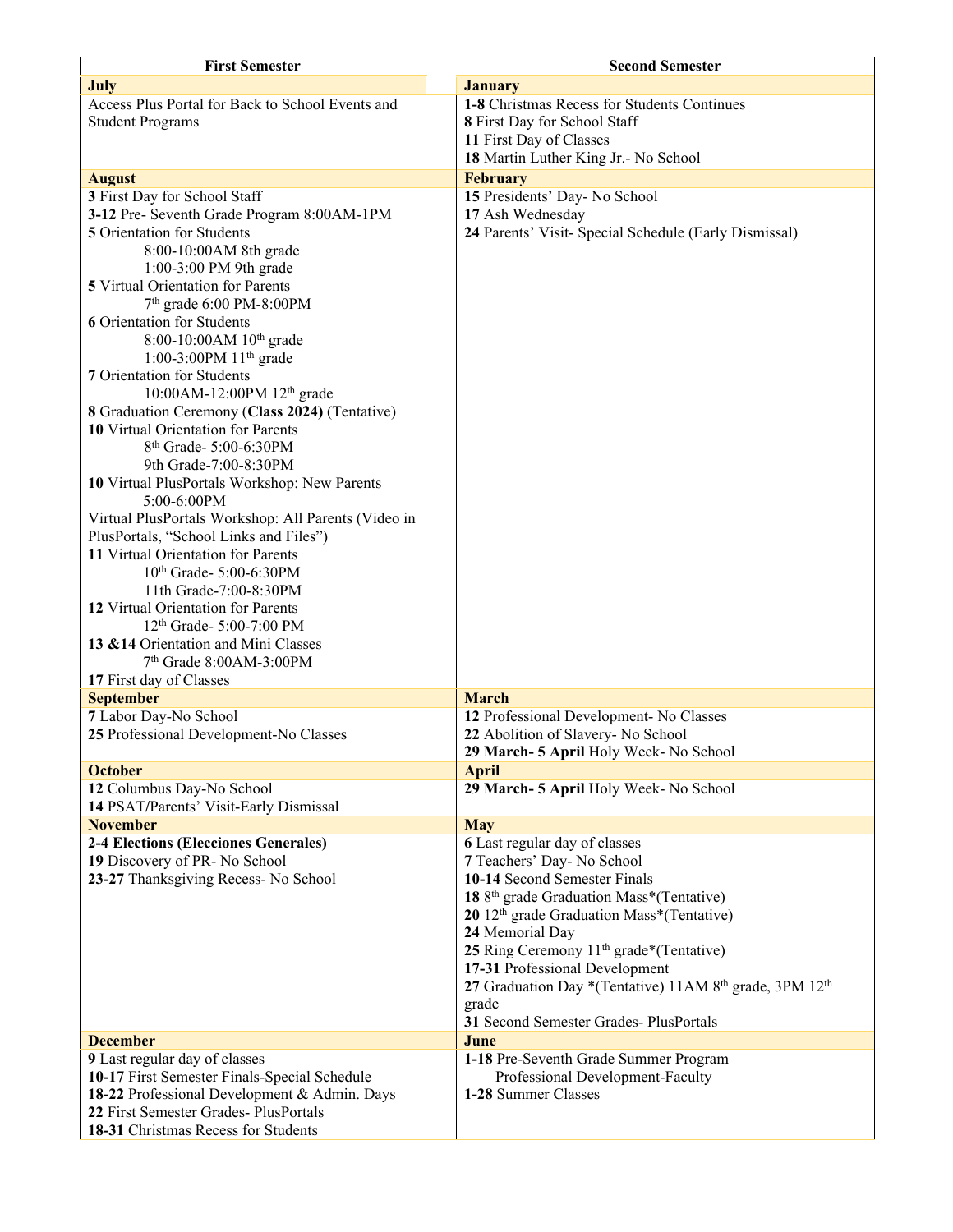| First Semester | Second Semester |
|---|---|
| **July** | **January** |
| Access Plus Portal for Back to School Events and Student Programs | **1-8** Christmas Recess for Students Continues<br>**8** First Day for School Staff<br>**11** First Day of Classes<br>**18** Martin Luther King Jr.- No School |
| **August** | **February** |
| **3** First Day for School Staff<br>**3-12** Pre- Seventh Grade Program 8:00AM-1PM<br>**5** Orientation for Students<br>8:00-10:00AM 8th grade<br>1:00-3:00 PM 9th grade<br>**5** Virtual Orientation for Parents<br>7th grade 6:00 PM-8:00PM<br>**6** Orientation for Students<br>8:00-10:00AM 10th grade<br>1:00-3:00PM 11th grade<br>**7** Orientation for Students<br>10:00AM-12:00PM 12th grade<br>**8** Graduation Ceremony (**Class 2024)** (Tentative)<br>**10** Virtual Orientation for Parents<br>8th Grade- 5:00-6:30PM<br>9th Grade-7:00-8:30PM<br>**10** Virtual PlusPortals Workshop: New Parents<br>5:00-6:00PM<br>Virtual PlusPortals Workshop: All Parents (Video in PlusPortals, "School Links and Files")<br>**11** Virtual Orientation for Parents<br>10th Grade- 5:00-6:30PM<br>11th Grade-7:00-8:30PM<br>**12** Virtual Orientation for Parents<br>12th Grade- 5:00-7:00 PM<br>**13 &14** Orientation and Mini Classes<br>7th Grade 8:00AM-3:00PM<br>**17** First day of Classes | **15** Presidents' Day- No School<br>**17** Ash Wednesday<br>**24** Parents' Visit- Special Schedule (Early Dismissal) |
| **September** | **March** |
| **7** Labor Day-No School<br>**25** Professional Development-No Classes | **12** Professional Development- No Classes<br>**22** Abolition of Slavery- No School<br>**29 March- 5 April** Holy Week- No School |
| **October** | **April** |
| **12** Columbus Day-No School<br>**14** PSAT/Parents' Visit-Early Dismissal | **29 March- 5 April** Holy Week- No School |
| **November** | **May** |
| **2-4 Elections (Elecciones Generales)**<br>**19** Discovery of PR- No School<br>**23-27** Thanksgiving Recess- No School | **6** Last regular day of classes<br>**7** Teachers' Day- No School<br>**10-14** Second Semester Finals<br>**18** 8th grade Graduation Mass*(Tentative)<br>**20** 12th grade Graduation Mass*(Tentative)<br>**24** Memorial Day<br>**25** Ring Ceremony 11th grade*(Tentative)<br>**17-31** Professional Development<br>**27** Graduation Day *(Tentative) 11AM 8th grade, 3PM 12th grade<br>**31** Second Semester Grades- PlusPortals |
| **December** | **June** |
| **9** Last regular day of classes<br>**10-17** First Semester Finals-Special Schedule<br>**18-22** Professional Development & Admin. Days<br>**22** First Semester Grades- PlusPortals<br>**18-31** Christmas Recess for Students | **1-18** Pre-Seventh Grade Summer Program<br>Professional Development-Faculty<br>**1-28** Summer Classes |